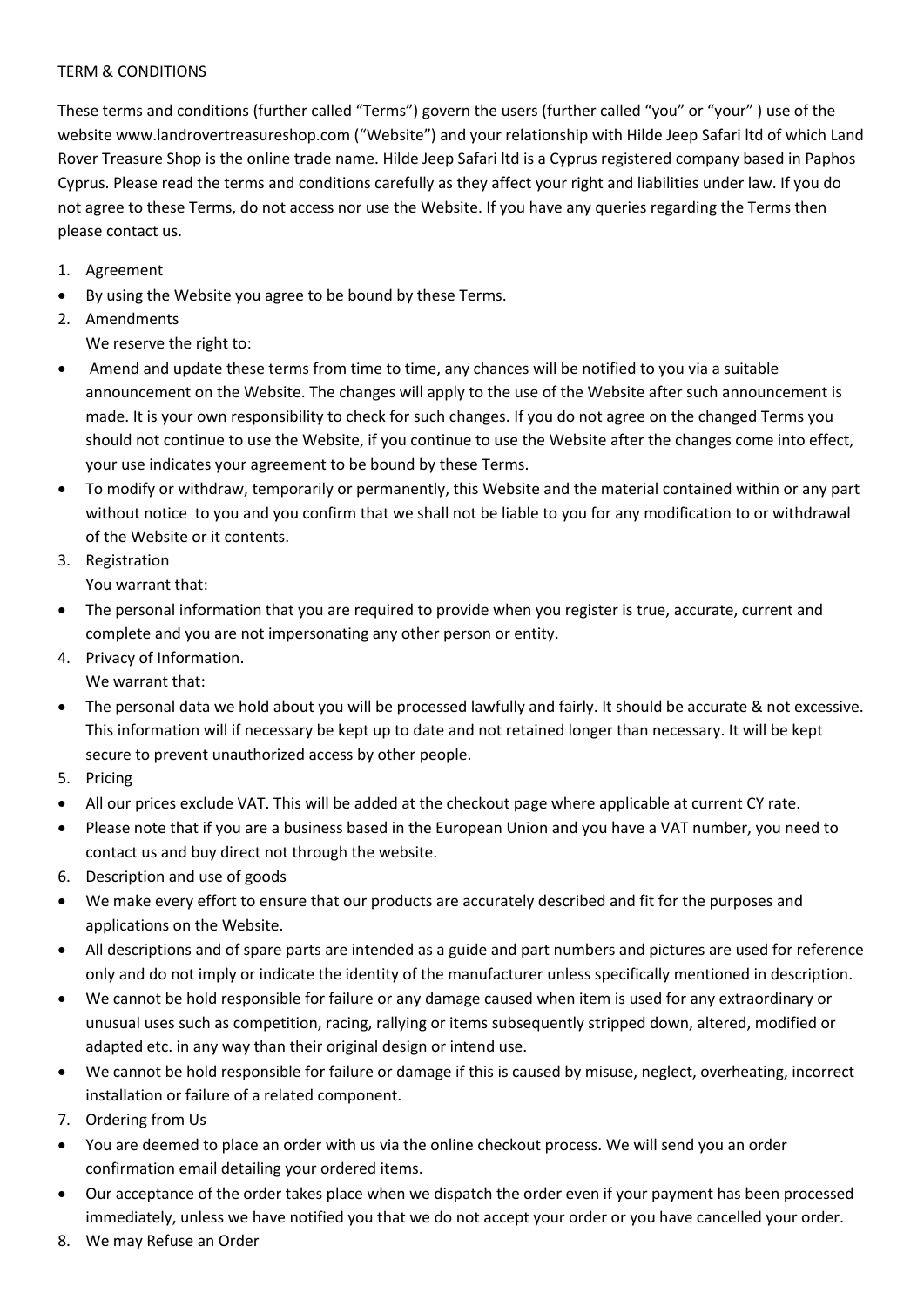TERM & CONDITIONS

These terms and conditions (further called "Terms") govern the users (further called "you" or "your" ) use of the website www.landrovertreasureshop.com ("Website") and your relationship with Hilde Jeep Safari ltd of which Land Rover Treasure Shop is the online trade name. Hilde Jeep Safari ltd is a Cyprus registered company based in Paphos Cyprus. Please read the terms and conditions carefully as they affect your right and liabilities under law. If you do not agree to these Terms, do not access nor use the Website. If you have any queries regarding the Terms then please contact us.

1. Agreement
- By using the Website you agree to be bound by these Terms.
2. Amendments
   We reserve the right to:
- Amend and update these terms from time to time, any chances will be notified to you via a suitable announcement on the Website. The changes will apply to the use of the Website after such announcement is made. It is your own responsibility to check for such changes. If you do not agree on the changed Terms you should not continue to use the Website, if you continue to use the Website after the changes come into effect, your use indicates your agreement to be bound by these Terms.
- To modify or withdraw, temporarily or permanently, this Website and the material contained within or any part without notice to you and you confirm that we shall not be liable to you for any modification to or withdrawal of the Website or it contents.
3. Registration
   You warrant that:
- The personal information that you are required to provide when you register is true, accurate, current and complete and you are not impersonating any other person or entity.
4. Privacy of Information.
   We warrant that:
- The personal data we hold about you will be processed lawfully and fairly. It should be accurate & not excessive. This information will if necessary be kept up to date and not retained longer than necessary. It will be kept secure to prevent unauthorized access by other people.
5. Pricing
- All our prices exclude VAT. This will be added at the checkout page where applicable at current CY rate.
- Please note that if you are a business based in the European Union and you have a VAT number, you need to contact us and buy direct not through the website.
6. Description and use of goods
- We make every effort to ensure that our products are accurately described and fit for the purposes and applications on the Website.
- All descriptions and of spare parts are intended as a guide and part numbers and pictures are used for reference only and do not imply or indicate the identity of the manufacturer unless specifically mentioned in description.
- We cannot be hold responsible for failure or any damage caused when item is used for any extraordinary or unusual uses such as competition, racing, rallying or items subsequently stripped down, altered, modified or adapted etc. in any way than their original design or intend use.
- We cannot be hold responsible for failure or damage if this is caused by misuse, neglect, overheating, incorrect installation or failure of a related component.
7. Ordering from Us
- You are deemed to place an order with us via the online checkout process. We will send you an order confirmation email detailing your ordered items.
- Our acceptance of the order takes place when we dispatch the order even if your payment has been processed immediately, unless we have notified you that we do not accept your order or you have cancelled your order.
8. We may Refuse an Order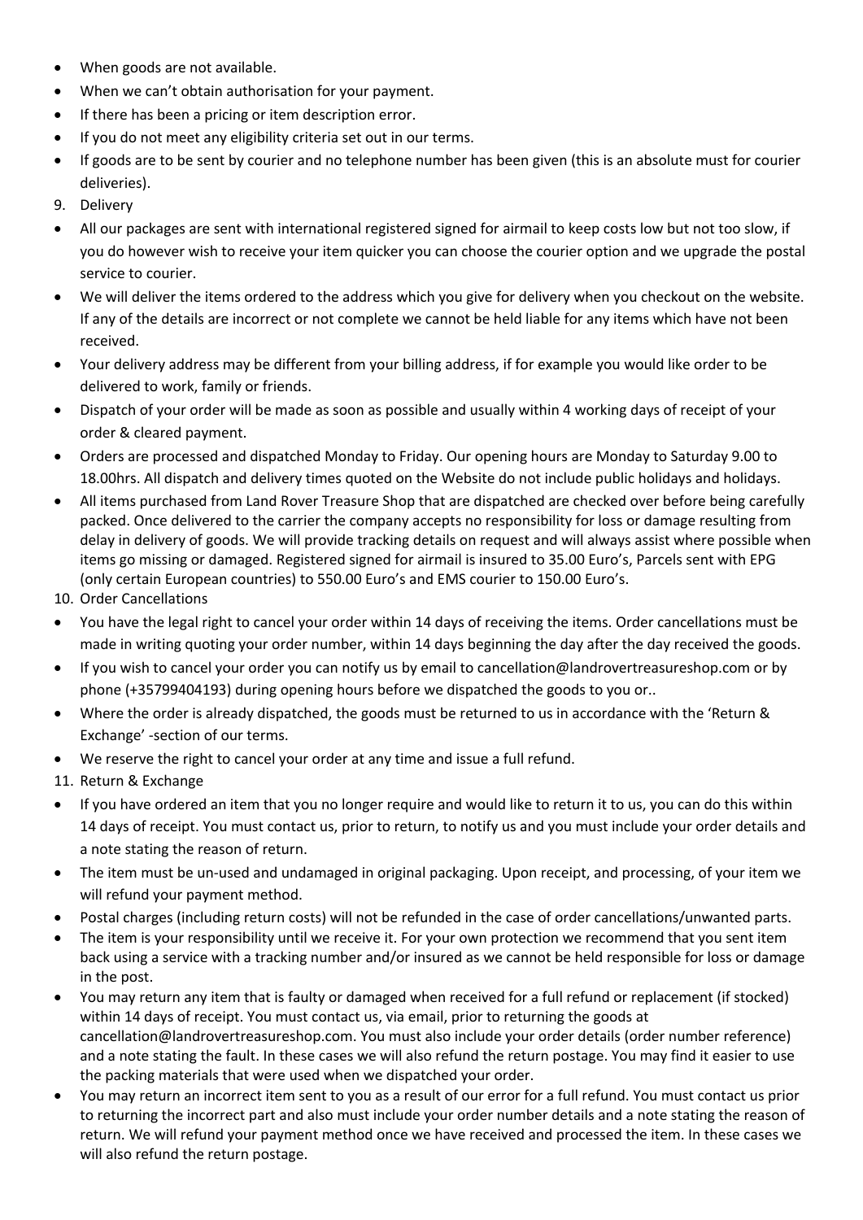- When goods are not available.
- When we can't obtain authorisation for your payment.
- If there has been a pricing or item description error.
- If you do not meet any eligibility criteria set out in our terms.
- If goods are to be sent by courier and no telephone number has been given (this is an absolute must for courier deliveries).

9. Delivery

- All our packages are sent with international registered signed for airmail to keep costs low but not too slow, if you do however wish to receive your item quicker you can choose the courier option and we upgrade the postal service to courier.
- We will deliver the items ordered to the address which you give for delivery when you checkout on the website. If any of the details are incorrect or not complete we cannot be held liable for any items which have not been received.
- Your delivery address may be different from your billing address, if for example you would like order to be delivered to work, family or friends.
- Dispatch of your order will be made as soon as possible and usually within 4 working days of receipt of your order & cleared payment.
- Orders are processed and dispatched Monday to Friday. Our opening hours are Monday to Saturday 9.00 to 18.00hrs. All dispatch and delivery times quoted on the Website do not include public holidays and holidays.
- All items purchased from Land Rover Treasure Shop that are dispatched are checked over before being carefully packed. Once delivered to the carrier the company accepts no responsibility for loss or damage resulting from delay in delivery of goods. We will provide tracking details on request and will always assist where possible when items go missing or damaged. Registered signed for airmail is insured to 35.00 Euro's, Parcels sent with EPG (only certain European countries) to 550.00 Euro's and EMS courier to 150.00 Euro's.

10. Order Cancellations

- You have the legal right to cancel your order within 14 days of receiving the items. Order cancellations must be made in writing quoting your order number, within 14 days beginning the day after the day received the goods.
- If you wish to cancel your order you can notify us by email to cancellation@landrovertreasureshop.com or by phone (+35799404193) during opening hours before we dispatched the goods to you or..
- Where the order is already dispatched, the goods must be returned to us in accordance with the 'Return & Exchange' -section of our terms.
- We reserve the right to cancel your order at any time and issue a full refund.

11. Return & Exchange

- If you have ordered an item that you no longer require and would like to return it to us, you can do this within 14 days of receipt. You must contact us, prior to return, to notify us and you must include your order details and a note stating the reason of return.
- The item must be un-used and undamaged in original packaging. Upon receipt, and processing, of your item we will refund your payment method.
- Postal charges (including return costs) will not be refunded in the case of order cancellations/unwanted parts.
- The item is your responsibility until we receive it. For your own protection we recommend that you sent item back using a service with a tracking number and/or insured as we cannot be held responsible for loss or damage in the post.
- You may return any item that is faulty or damaged when received for a full refund or replacement (if stocked) within 14 days of receipt. You must contact us, via email, prior to returning the goods at cancellation@landrovertreasureshop.com. You must also include your order details (order number reference) and a note stating the fault. In these cases we will also refund the return postage. You may find it easier to use the packing materials that were used when we dispatched your order.
- You may return an incorrect item sent to you as a result of our error for a full refund. You must contact us prior to returning the incorrect part and also must include your order number details and a note stating the reason of return. We will refund your payment method once we have received and processed the item. In these cases we will also refund the return postage.